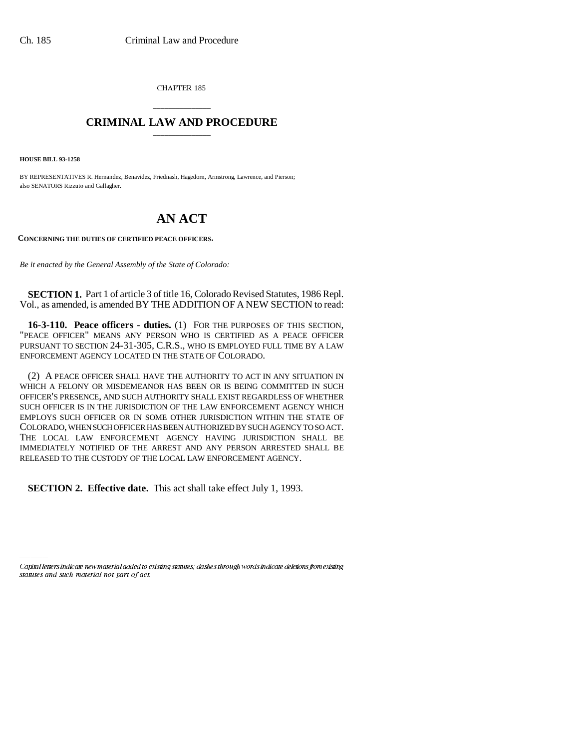CHAPTER 185

# CRIMINAL LAW AND PROCEDURE

**HOUSE BILL 93-1258**

BY REPRESENTATIVES R. Hernandez, Benavidez, Friednash, Hagedorn, Armstrong, Lawrence, and Pierson; also SENATORS Rizzuto and Gallagher.

# AN ACT

**CONCERNING THE DUTIES OF CERTIFIED PEACE OFFICERS.**

*Be it enacted by the General Assembly of the State of Colorado:*

**SECTION 1.** Part 1 of article 3 of title 16, Colorado Revised Statutes, 1986 Repl. Vol., as amended, is amended BY THE ADDITION OF A NEW SECTION to read:

**16-3-110. Peace officers - duties.** (1) FOR THE PURPOSES OF THIS SECTION, "PEACE OFFICER" MEANS ANY PERSON WHO IS CERTIFIED AS A PEACE OFFICER PURSUANT TO SECTION 24-31-305, C.R.S., WHO IS EMPLOYED FULL TIME BY A LAW ENFORCEMENT AGENCY LOCATED IN THE STATE OF COLORADO.

(2) A PEACE OFFICER SHALL HAVE THE AUTHORITY TO ACT IN ANY SITUATION IN WHICH A FELONY OR MISDEMEANOR HAS BEEN OR IS BEING COMMITTED IN SUCH OFFICER'S PRESENCE, AND SUCH AUTHORITY SHALL EXIST REGARDLESS OF WHETHER SUCH OFFICER IS IN THE JURISDICTION OF THE LAW ENFORCEMENT AGENCY WHICH EMPLOYS SUCH OFFICER OR IN SOME OTHER JURISDICTION WITHIN THE STATE OF COLORADO, WHEN SUCH OFFICER HAS BEEN AUTHORIZED BY SUCH AGENCY TO SO ACT. THE LOCAL LAW ENFORCEMENT AGENCY HAVING JURISDICTION SHALL BE IMMEDIATELY NOTIFIED OF THE ARREST AND ANY PERSON ARRESTED SHALL BE RELEASED TO THE CUSTODY OF THE LOCAL LAW ENFORCEMENT AGENCY.

**SECTION 2. Effective date.** This act shall take effect July 1, 1993.

*Capital letters indicate new material added to existing statutes; dashes through words indicate deletions from existing statutes and such material not part of act.*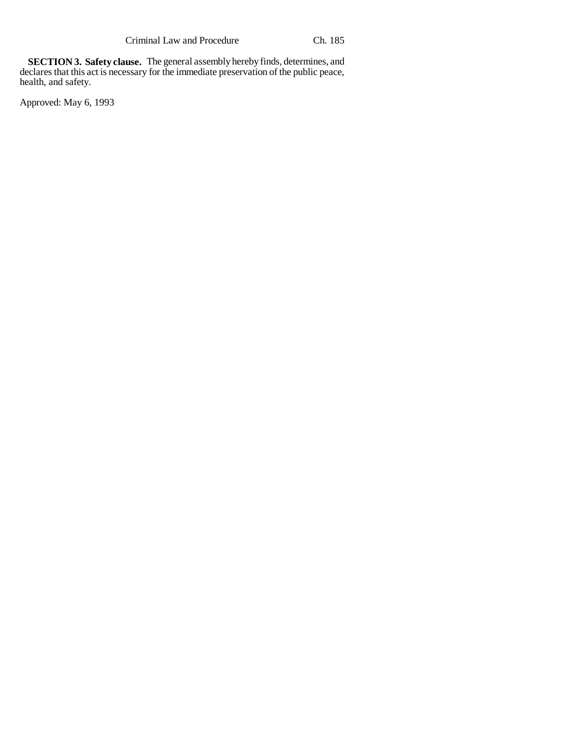**SECTION 3. Safety clause.** The general assembly hereby finds, determines, and declares that this act is necessary for the immediate preservation of the public peace, health, and safety.

Approved: May 6, 1993